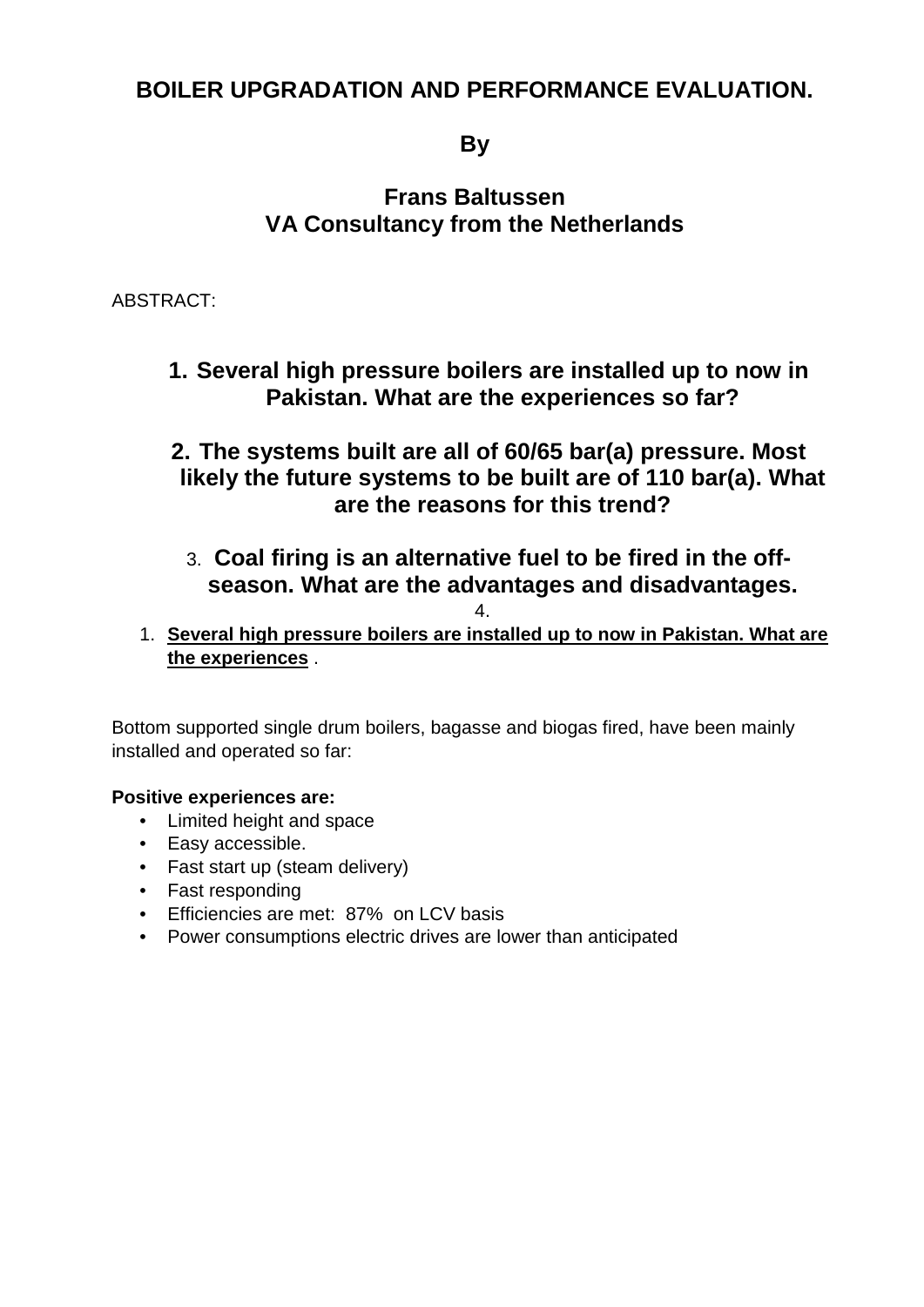# BOILER UPGRADATION AND PERFORMANCE EVALUATION.

**By**

**Frans Baltussen**
**VA Consultancy from the Netherlands**

ABSTRACT:

1. **Several high pressure boilers are installed up to now in Pakistan. What are the experiences so far?**

2. **The systems built are all of 60/65 bar(a) pressure. Most likely the future systems to be built are of 110 bar(a). What are the reasons for this trend?**

3. **Coal firing is an alternative fuel to be fired in the off-season. What are the advantages and disadvantages.**

4.

1. **Several high pressure boilers are installed up to now in Pakistan. What are the experiences** .

Bottom supported single drum boilers, bagasse and biogas fired, have been mainly installed and operated so far:

**Positive experiences are:**

- Limited height and space
- Easy accessible.
- Fast start up (steam delivery)
- Fast responding
- Efficiencies are met: 87% on LCV basis
- Power consumptions electric drives are lower than anticipated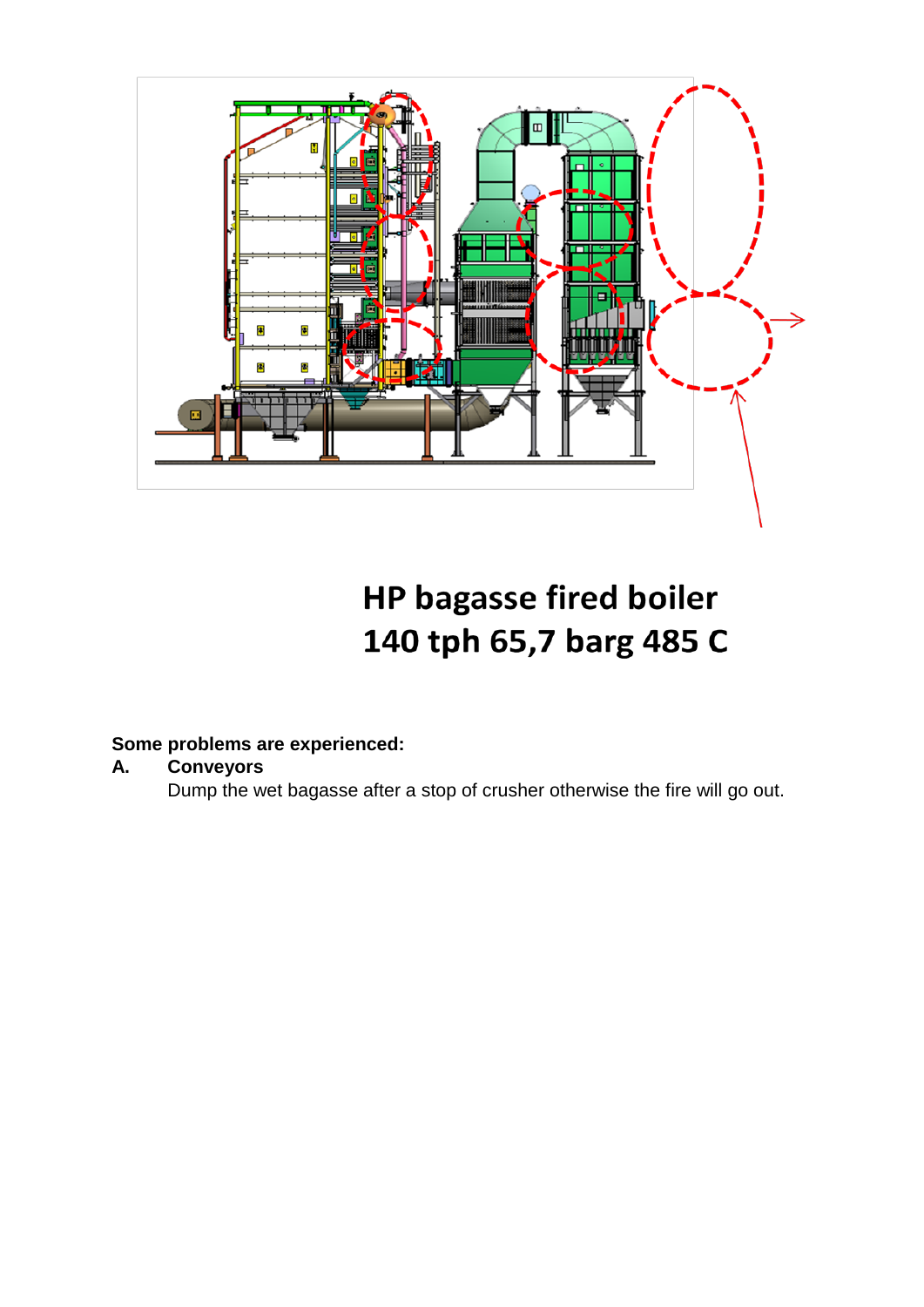# HP bagasse fired boiler
# 140 tph 65,7 barg 485 C

**Some problems are experienced:**

**A. Conveyors**

Dump the wet bagasse after a stop of crusher otherwise the fire will go out.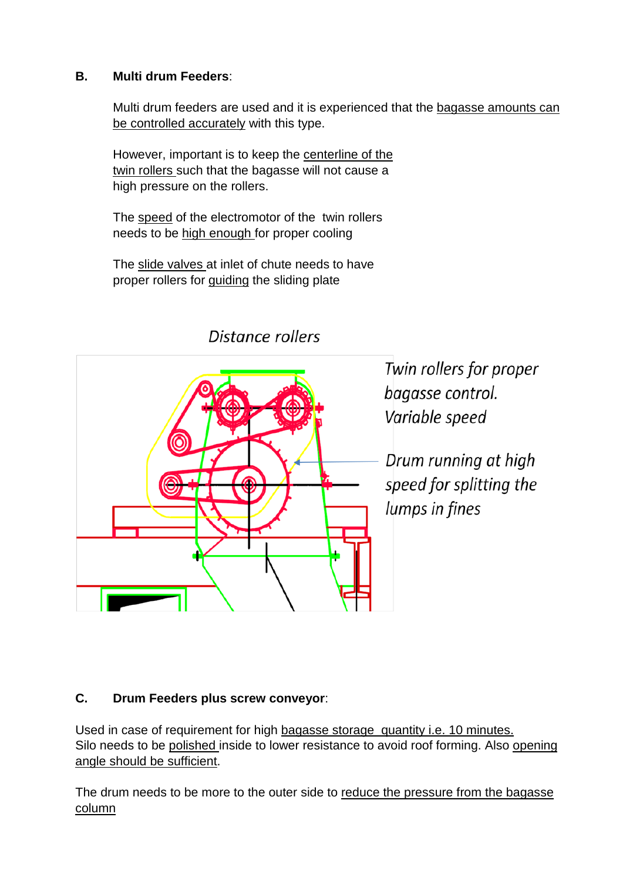**B. Multi drum Feeders**:

Multi drum feeders are used and it is experienced that the bagasse amounts can be controlled accurately with this type.

However, important is to keep the centerline of the twin rollers such that the bagasse will not cause a high pressure on the rollers.

The speed of the electromotor of the twin rollers needs to be high enough for proper cooling

The slide valves at inlet of chute needs to have proper rollers for guiding the sliding plate

*Distance rollers*

*Twin rollers for proper bagasse control. Variable speed*

*Drum running at high speed for splitting the lumps in fines*

**C. Drum Feeders plus screw conveyor**:

Used in case of requirement for high bagasse storage quantity i.e. 10 minutes.
Silo needs to be polished inside to lower resistance to avoid roof forming. Also opening angle should be sufficient.

The drum needs to be more to the outer side to reduce the pressure from the bagasse column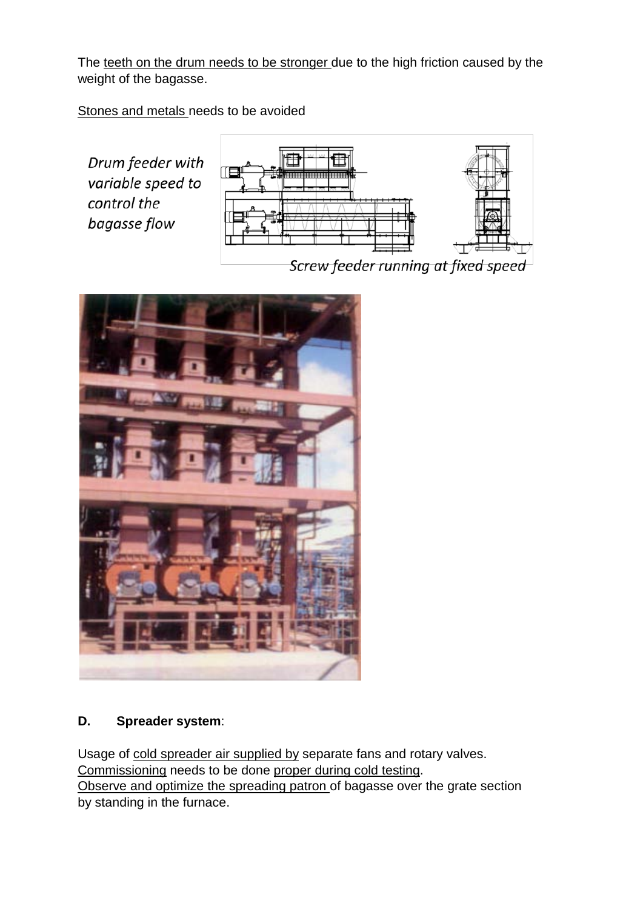The teeth on the drum needs to be stronger due to the high friction caused by the weight of the bagasse.

Stones and metals needs to be avoided

*Drum feeder with variable speed to control the bagasse flow*

*Screw feeder running at fixed speed*

**D. Spreader system**:

Usage of cold spreader air supplied by separate fans and rotary valves.
Commissioning needs to be done proper during cold testing.
Observe and optimize the spreading patron of bagasse over the grate section by standing in the furnace.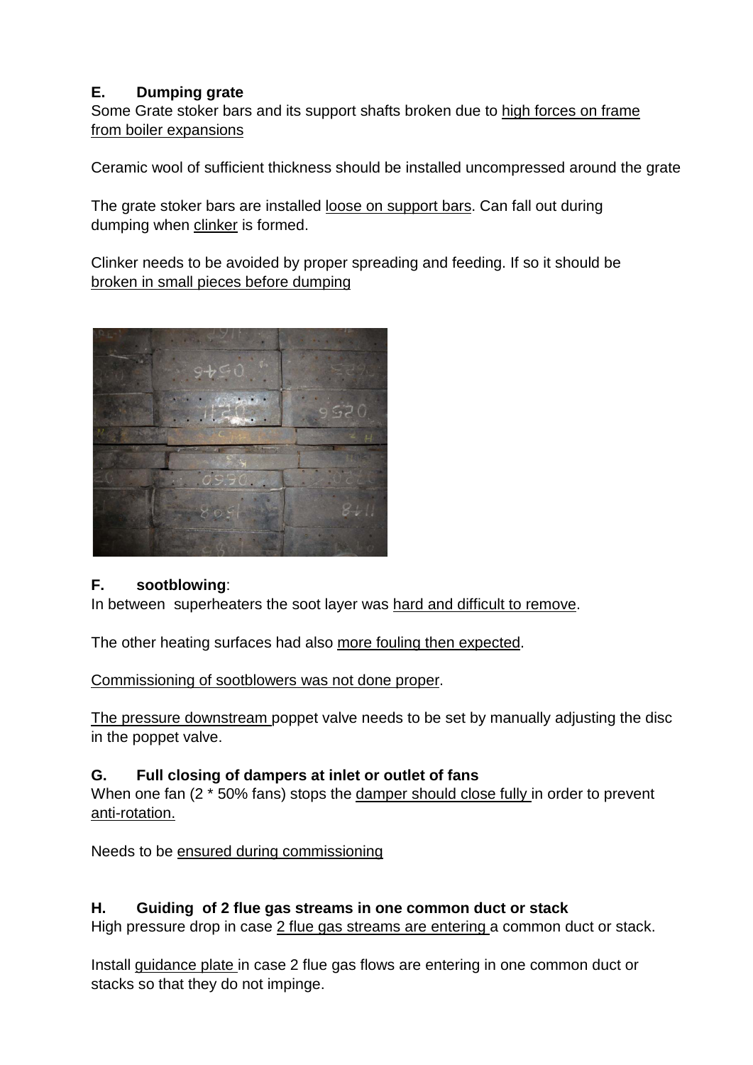**E. Dumping grate**

Some Grate stoker bars and its support shafts broken due to high forces on frame from boiler expansions

Ceramic wool of sufficient thickness should be installed uncompressed around the grate

The grate stoker bars are installed loose on support bars. Can fall out during dumping when clinker is formed.

Clinker needs to be avoided by proper spreading and feeding. If so it should be broken in small pieces before dumping

**F. sootblowing**:

In between superheaters the soot layer was hard and difficult to remove.

The other heating surfaces had also more fouling then expected.

Commissioning of sootblowers was not done proper.

The pressure downstream poppet valve needs to be set by manually adjusting the disc in the poppet valve.

**G. Full closing of dampers at inlet or outlet of fans**

When one fan (2 * 50% fans) stops the damper should close fully in order to prevent anti-rotation.

Needs to be ensured during commissioning

**H. Guiding of 2 flue gas streams in one common duct or stack**

High pressure drop in case 2 flue gas streams are entering a common duct or stack.

Install guidance plate in case 2 flue gas flows are entering in one common duct or stacks so that they do not impinge.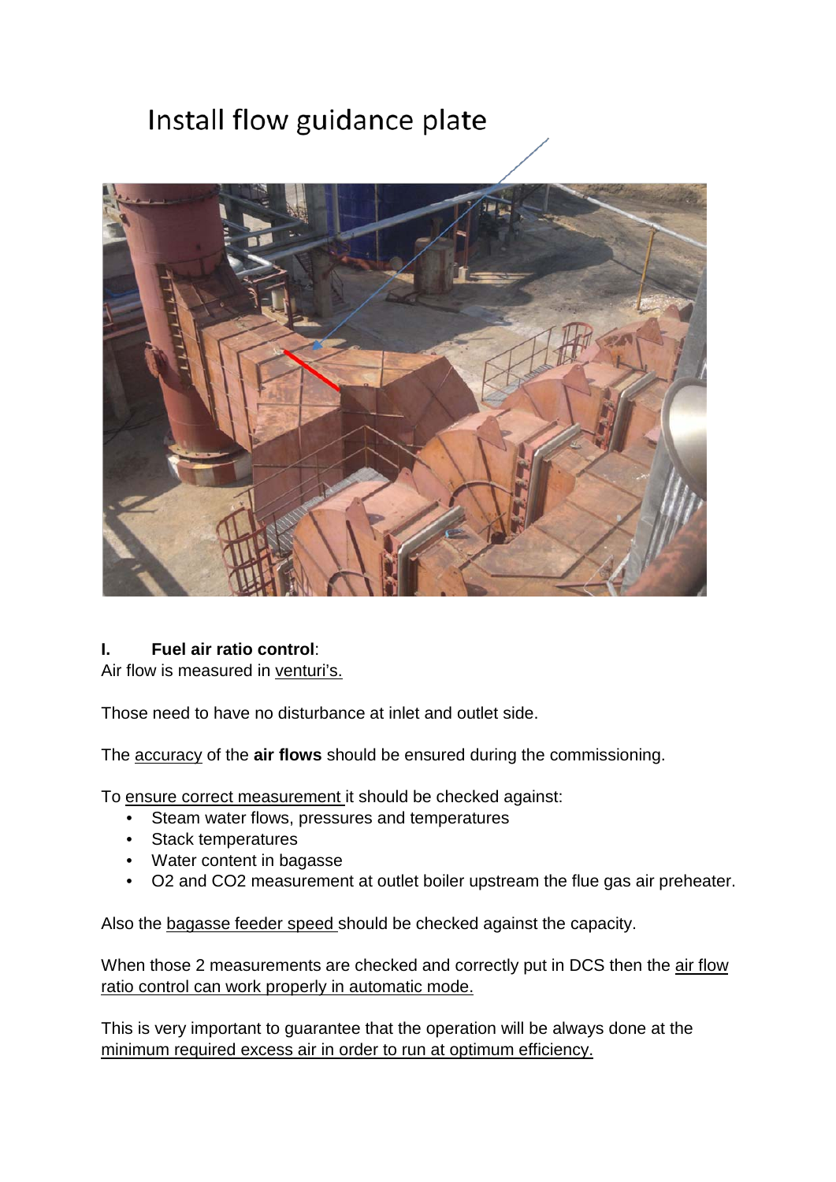Install flow guidance plate

**I. Fuel air ratio control**:

Air flow is measured in venturi's.

Those need to have no disturbance at inlet and outlet side.

The accuracy of the **air flows** should be ensured during the commissioning.

To ensure correct measurement it should be checked against:

- Steam water flows, pressures and temperatures
- Stack temperatures
- Water content in bagasse
- O2 and CO2 measurement at outlet boiler upstream the flue gas air preheater.

Also the bagasse feeder speed should be checked against the capacity.

When those 2 measurements are checked and correctly put in DCS then the air flow ratio control can work properly in automatic mode.

This is very important to guarantee that the operation will be always done at the minimum required excess air in order to run at optimum efficiency.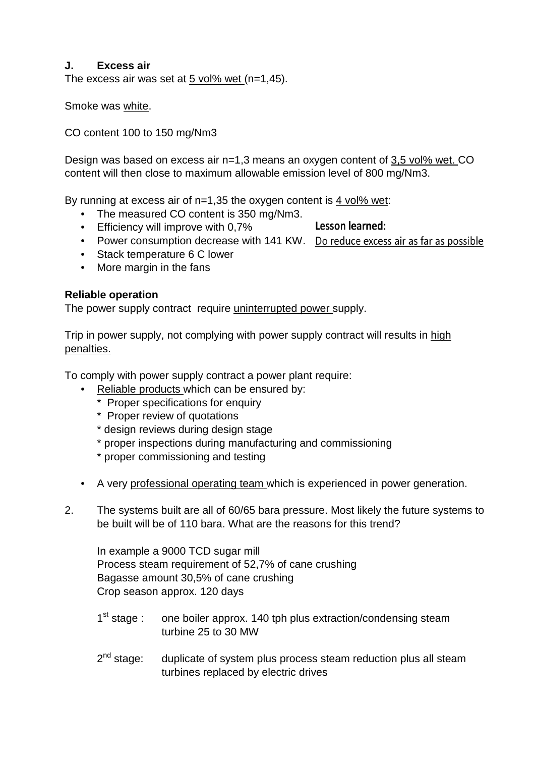**J. Excess air**

The excess air was set at 5 vol% wet (n=1,45).

Smoke was white.

CO content 100 to 150 mg/Nm3

Design was based on excess air n=1,3 means an oxygen content of 3,5 vol% wet. CO content will then close to maximum allowable emission level of 800 mg/Nm3.

By running at excess air of n=1,35 the oxygen content is 4 vol% wet:

- The measured CO content is 350 mg/Nm3.
- Efficiency will improve with 0,7%
- Power consumption decrease with 141 KW.
- Stack temperature 6 C lower
- More margin in the fans

**Lesson learned**:
Do reduce excess air as far as possible

**Reliable operation**

The power supply contract require uninterrupted power supply.

Trip in power supply, not complying with power supply contract will results in high penalties.

To comply with power supply contract a power plant require:

- Reliable products which can be ensured by:
  - Proper specifications for enquiry
  - Proper review of quotations
  - design reviews during design stage
  - proper inspections during manufacturing and commissioning
  - proper commissioning and testing
- A very professional operating team which is experienced in power generation.

2. The systems built are all of 60/65 bara pressure. Most likely the future systems to be built will be of 110 bara. What are the reasons for this trend?

   In example a 9000 TCD sugar mill
   Process steam requirement of 52,7% of cane crushing
   Bagasse amount 30,5% of cane crushing
   Crop season approx. 120 days

   1st stage : one boiler approx. 140 tph plus extraction/condensing steam turbine 25 to 30 MW

   2nd stage: duplicate of system plus process steam reduction plus all steam turbines replaced by electric drives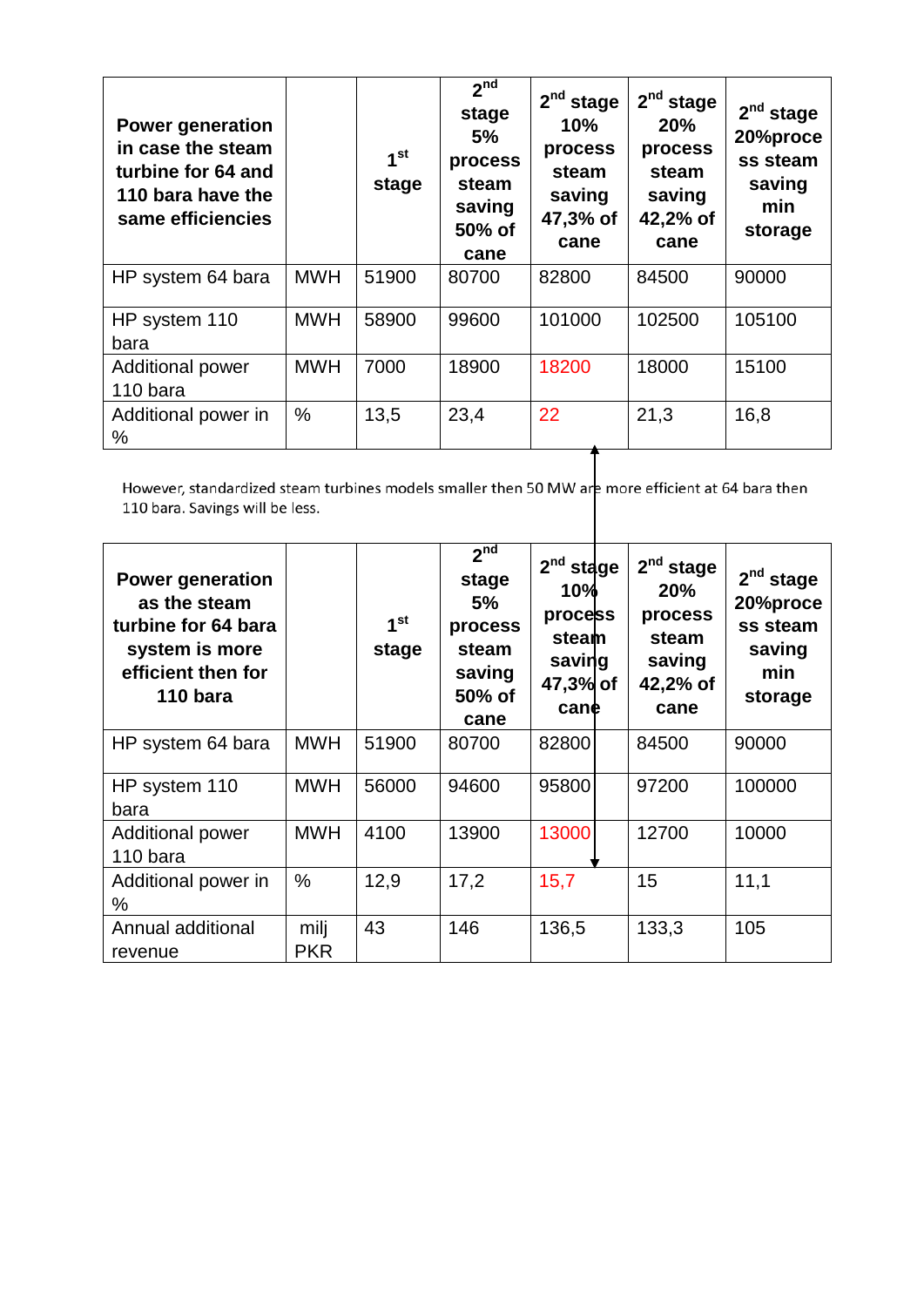| Power generation in case the steam turbine for 64 and 110 bara have the same efficiencies | | 1st stage | 2nd stage 5% process steam saving 50% of cane | 2nd stage 10% process steam saving 47,3% of cane | 2nd stage 20% process steam saving 42,2% of cane | 2nd stage 20%process steam saving min storage |
|---|---|---|---|---|---|---|
| HP system 64 bara | MWH | 51900 | 80700 | 82800 | 84500 | 90000 |
| HP system 110 bara | MWH | 58900 | 99600 | 101000 | 102500 | 105100 |
| Additional power 110 bara | MWH | 7000 | 18900 | 18200 | 18000 | 15100 |
| Additional power in % | % | 13,5 | 23,4 | 22 | 21,3 | 16,8 |

However, standardized steam turbines models smaller then 50 MW are more efficient at 64 bara then 110 bara. Savings will be less.

| Power generation as the steam turbine for 64 bara system is more efficient then for 110 bara | | 1st stage | 2nd stage 5% process steam saving 50% of cane | 2nd stage 10% process steam saving 47,3% of cane | 2nd stage 20% process steam saving 42,2% of cane | 2nd stage 20%process steam saving min storage |
|---|---|---|---|---|---|---|
| HP system 64 bara | MWH | 51900 | 80700 | 82800 | 84500 | 90000 |
| HP system 110 bara | MWH | 56000 | 94600 | 95800 | 97200 | 100000 |
| Additional power 110 bara | MWH | 4100 | 13900 | 13000 | 12700 | 10000 |
| Additional power in % | % | 12,9 | 17,2 | 15,7 | 15 | 11,1 |
| Annual additional revenue | milj PKR | 43 | 146 | 136,5 | 133,3 | 105 |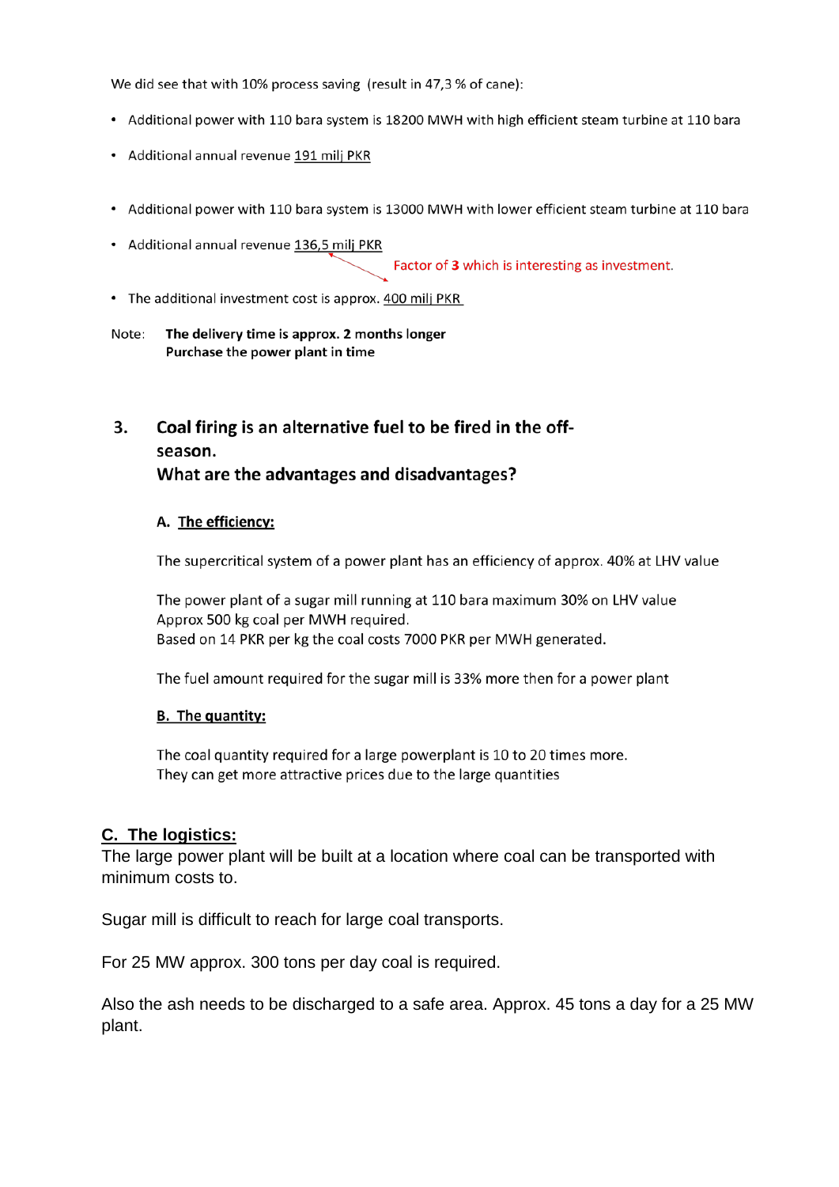We did see that with 10% process saving (result in 47,3 % of cane):

- Additional power with 110 bara system is 18200 MWH with high efficient steam turbine at 110 bara
- Additional annual revenue <u>191 milj PKR</u>

- Additional power with 110 bara system is 13000 MWH with lower efficient steam turbine at 110 bara
- Additional annual revenue <u>136,5 milj PKR</u>

  Factor of **3** which is interesting as investment.

- The additional investment cost is approx. <u>400 milj PKR</u>

Note: **The delivery time is approx. 2 months longer**
**Purchase the power plant in time**

## 3. Coal firing is an alternative fuel to be fired in the off-season. What are the advantages and disadvantages?

### A. <u>The efficiency:</u>

The supercritical system of a power plant has an efficiency of approx. 40% at LHV value

The power plant of a sugar mill running at 110 bara maximum 30% on LHV value
Approx 500 kg coal per MWH required.
Based on 14 PKR per kg the coal costs 7000 PKR per MWH generated.

The fuel amount required for the sugar mill is 33% more then for a power plant

### <u>B. The quantity:</u>

The coal quantity required for a large powerplant is 10 to 20 times more.
They can get more attractive prices due to the large quantities

### <u>C. The logistics:</u>

The large power plant will be built at a location where coal can be transported with minimum costs to.

Sugar mill is difficult to reach for large coal transports.

For 25 MW approx. 300 tons per day coal is required.

Also the ash needs to be discharged to a safe area. Approx. 45 tons a day for a 25 MW plant.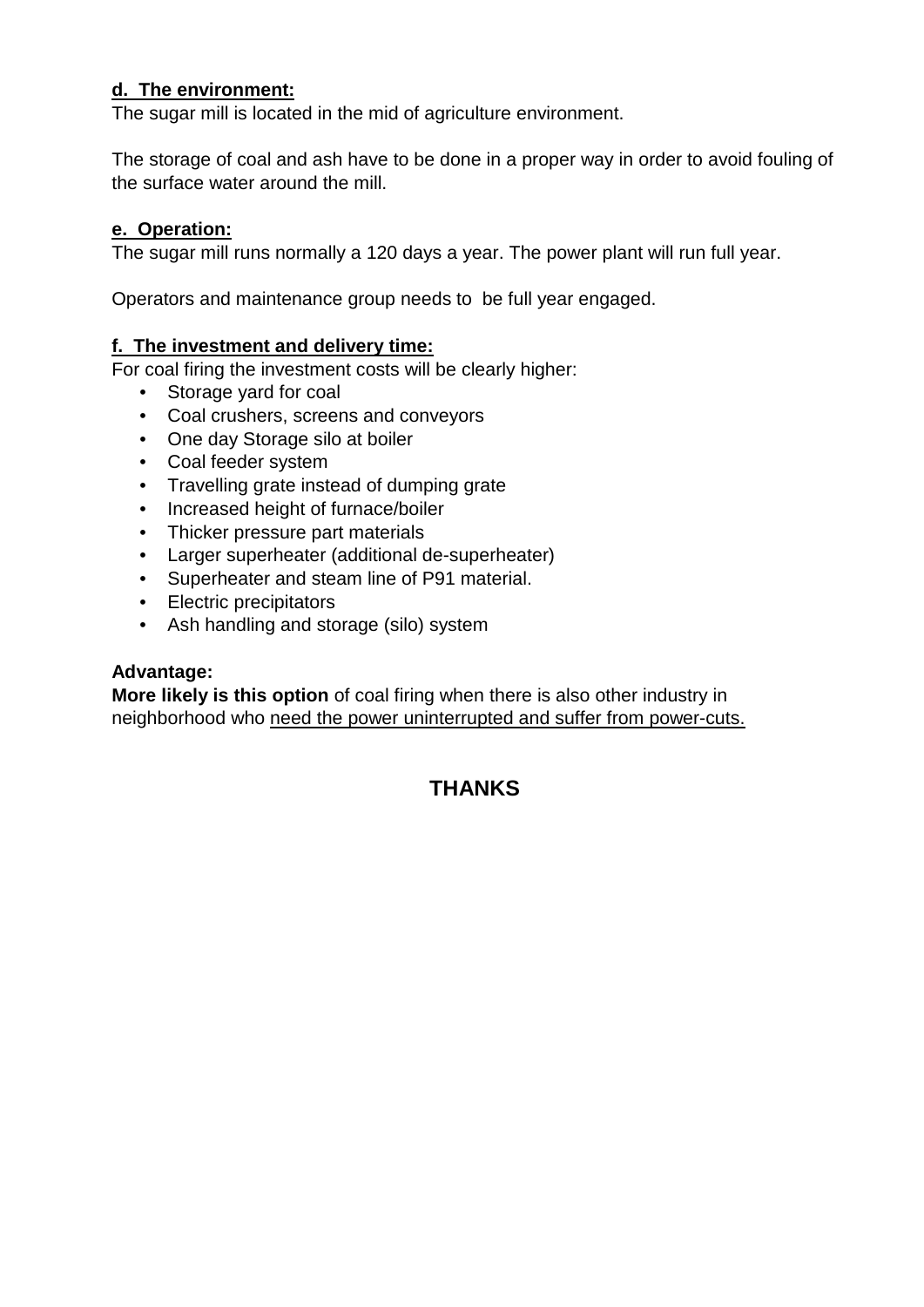**d. The environment:**

The sugar mill is located in the mid of agriculture environment.

The storage of coal and ash have to be done in a proper way in order to avoid fouling of the surface water around the mill.

**e. Operation:**

The sugar mill runs normally a 120 days a year. The power plant will run full year.

Operators and maintenance group needs to be full year engaged.

**f. The investment and delivery time:**

For coal firing the investment costs will be clearly higher:

- Storage yard for coal
- Coal crushers, screens and conveyors
- One day Storage silo at boiler
- Coal feeder system
- Travelling grate instead of dumping grate
- Increased height of furnace/boiler
- Thicker pressure part materials
- Larger superheater (additional de-superheater)
- Superheater and steam line of P91 material.
- Electric precipitators
- Ash handling and storage (silo) system

**Advantage:**

**More likely is this option** of coal firing when there is also other industry in neighborhood who need the power uninterrupted and suffer from power-cuts.

**THANKS**